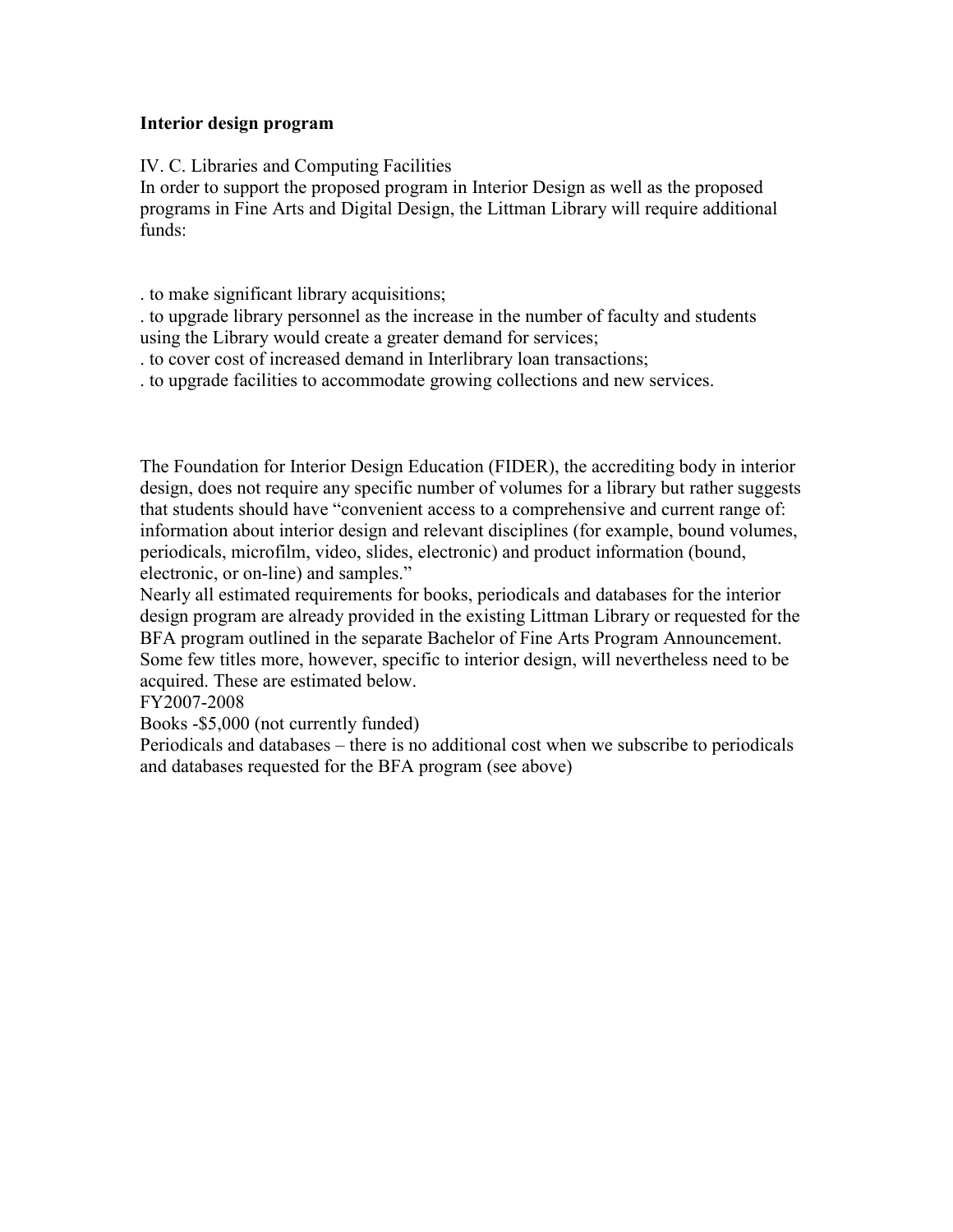**Interior design program**

IV. C. Libraries and Computing Facilities

In order to support the proposed program in Interior Design as well as the proposed programs in Fine Arts and Digital Design, the Littman Library will require additional funds:

. to make significant library acquisitions;
. to upgrade library personnel as the increase in the number of faculty and students using the Library would create a greater demand for services;
. to cover cost of increased demand in Interlibrary loan transactions;
. to upgrade facilities to accommodate growing collections and new services.

The Foundation for Interior Design Education (FIDER), the accrediting body in interior design, does not require any specific number of volumes for a library but rather suggests that students should have "convenient access to a comprehensive and current range of: information about interior design and relevant disciplines (for example, bound volumes, periodicals, microfilm, video, slides, electronic) and product information (bound, electronic, or on-line) and samples."

Nearly all estimated requirements for books, periodicals and databases for the interior design program are already provided in the existing Littman Library or requested for the BFA program outlined in the separate Bachelor of Fine Arts Program Announcement. Some few titles more, however, specific to interior design, will nevertheless need to be acquired. These are estimated below.

FY2007-2008

Books -$5,000 (not currently funded)

Periodicals and databases – there is no additional cost when we subscribe to periodicals and databases requested for the BFA program (see above)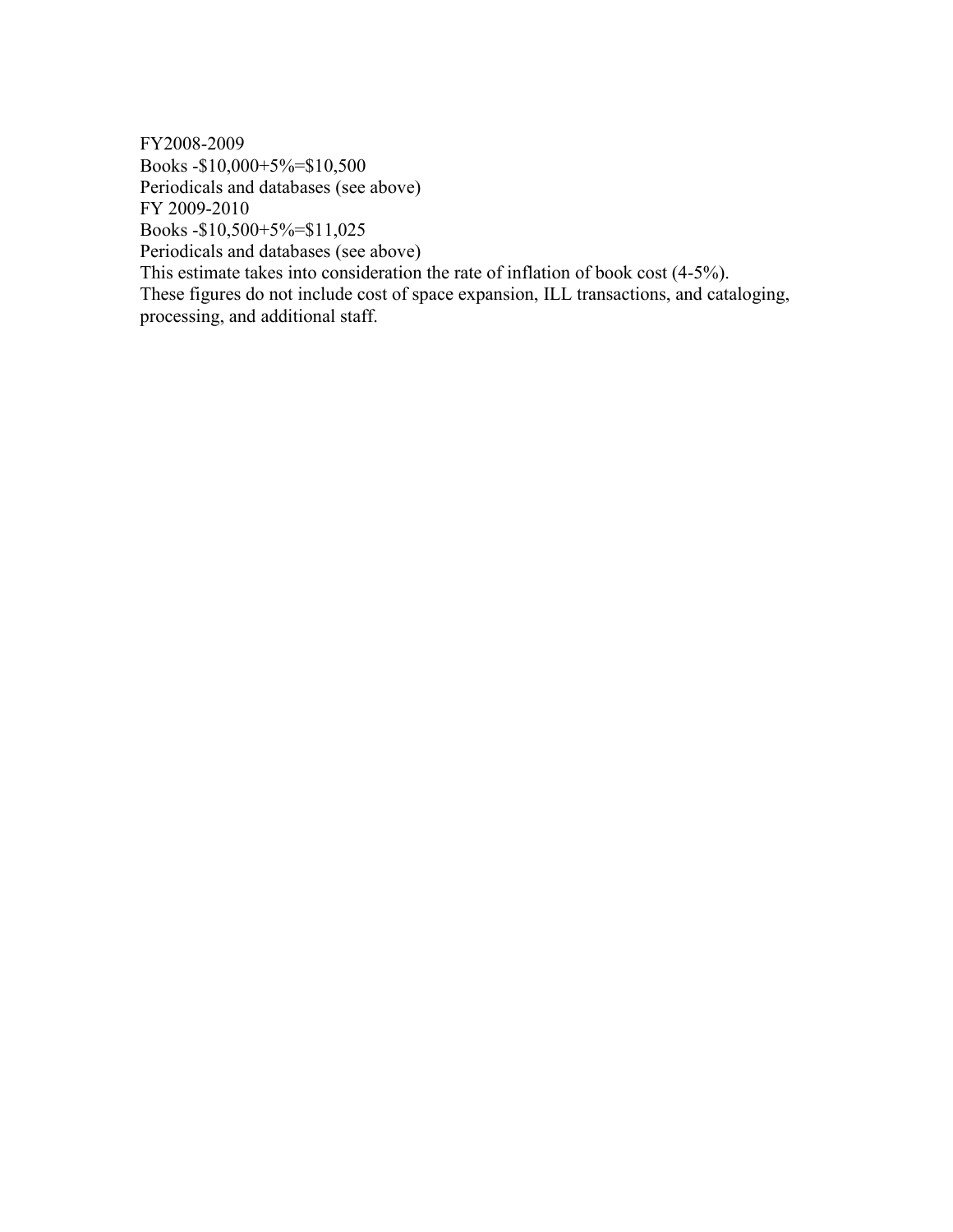FY2008-2009

Books -$10,000+5%=$10,500

Periodicals and databases (see above)

FY 2009-2010

Books -$10,500+5%=$11,025

Periodicals and databases (see above)

This estimate takes into consideration the rate of inflation of book cost (4-5%).

These figures do not include cost of space expansion, ILL transactions, and cataloging, processing, and additional staff.